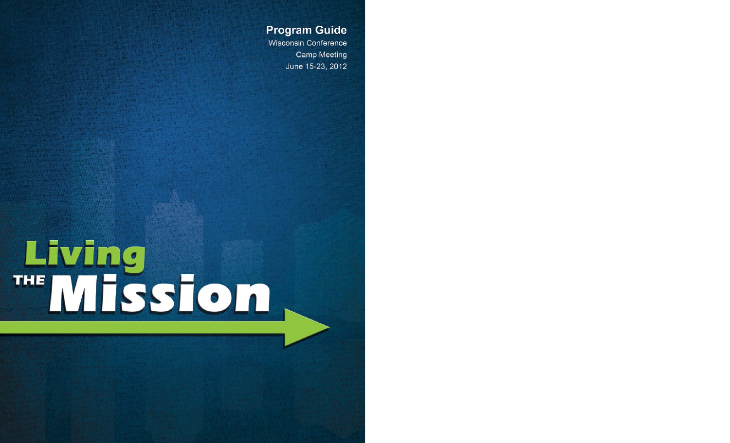# Program Guide

Wisconsin Conference
Camp Meeting
June 15-23, 2012

# Living THE Mission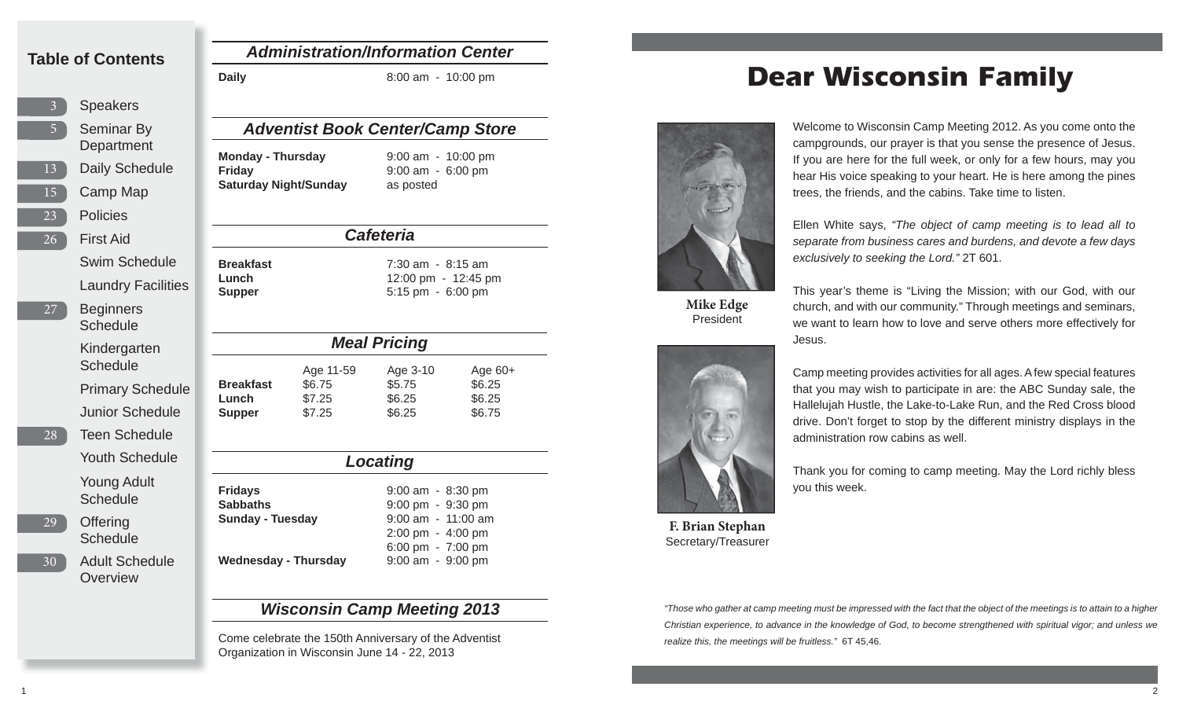## Table of Contents

| Page | Section |
|---|---|
| 3 | Speakers |
| 5 | Seminar By Department |
| 13 | Daily Schedule |
| 15 | Camp Map |
| 23 | Policies |
| 26 | First Aid |
| | Swim Schedule |
| | Laundry Facilities |
| 27 | Beginners Schedule |
| | Kindergarten Schedule |
| | Primary Schedule |
| | Junior Schedule |
| 28 | Teen Schedule |
| | Youth Schedule |
| | Young Adult Schedule |
| 29 | Offering Schedule |
| 30 | Adult Schedule Overview |

## *Administration/Information Center*

**Daily** 8:00 am - 10:00 pm

## *Adventist Book Center/Camp Store*

**Monday - Thursday** 9:00 am - 10:00 pm
**Friday** 9:00 am - 6:00 pm
**Saturday Night/Sunday** as posted

## *Cafeteria*

**Breakfast** 7:30 am - 8:15 am
**Lunch** 12:00 pm - 12:45 pm
**Supper** 5:15 pm - 6:00 pm

## *Meal Pricing*

| | Age 11-59 | Age 3-10 | Age 60+ |
|---|---|---|---|
| **Breakfast** | $6.75 | $5.75 | $6.25 |
| **Lunch** | $7.25 | $6.25 | $6.25 |
| **Supper** | $7.25 | $6.25 | $6.75 |

## *Locating*

**Fridays** 9:00 am - 8:30 pm
**Sabbaths** 9:00 pm - 9:30 pm
**Sunday - Tuesday** 9:00 am - 11:00 am
2:00 pm - 4:00 pm
6:00 pm - 7:00 pm
**Wednesday - Thursday** 9:00 am - 9:00 pm

## *Wisconsin Camp Meeting 2013*

Come celebrate the 150th Anniversary of the Adventist Organization in Wisconsin June 14 - 22, 2013

# Dear Wisconsin Family

**Mike Edge**
President

**F. Brian Stephan**
Secretary/Treasurer

Welcome to Wisconsin Camp Meeting 2012. As you come onto the campgrounds, our prayer is that you sense the presence of Jesus. If you are here for the full week, or only for a few hours, may you hear His voice speaking to your heart. He is here among the pines trees, the friends, and the cabins. Take time to listen.

Ellen White says, *"The object of camp meeting is to lead all to separate from business cares and burdens, and devote a few days exclusively to seeking the Lord."* 2T 601.

This year's theme is "Living the Mission; with our God, with our church, and with our community." Through meetings and seminars, we want to learn how to love and serve others more effectively for Jesus.

Camp meeting provides activities for all ages. A few special features that you may wish to participate in are: the ABC Sunday sale, the Hallelujah Hustle, the Lake-to-Lake Run, and the Red Cross blood drive. Don't forget to stop by the different ministry displays in the administration row cabins as well.

Thank you for coming to camp meeting. May the Lord richly bless you this week.

*"Those who gather at camp meeting must be impressed with the fact that the object of the meetings is to attain to a higher Christian experience, to advance in the knowledge of God, to become strengthened with spiritual vigor; and unless we realize this, the meetings will be fruitless."* 6T 45,46.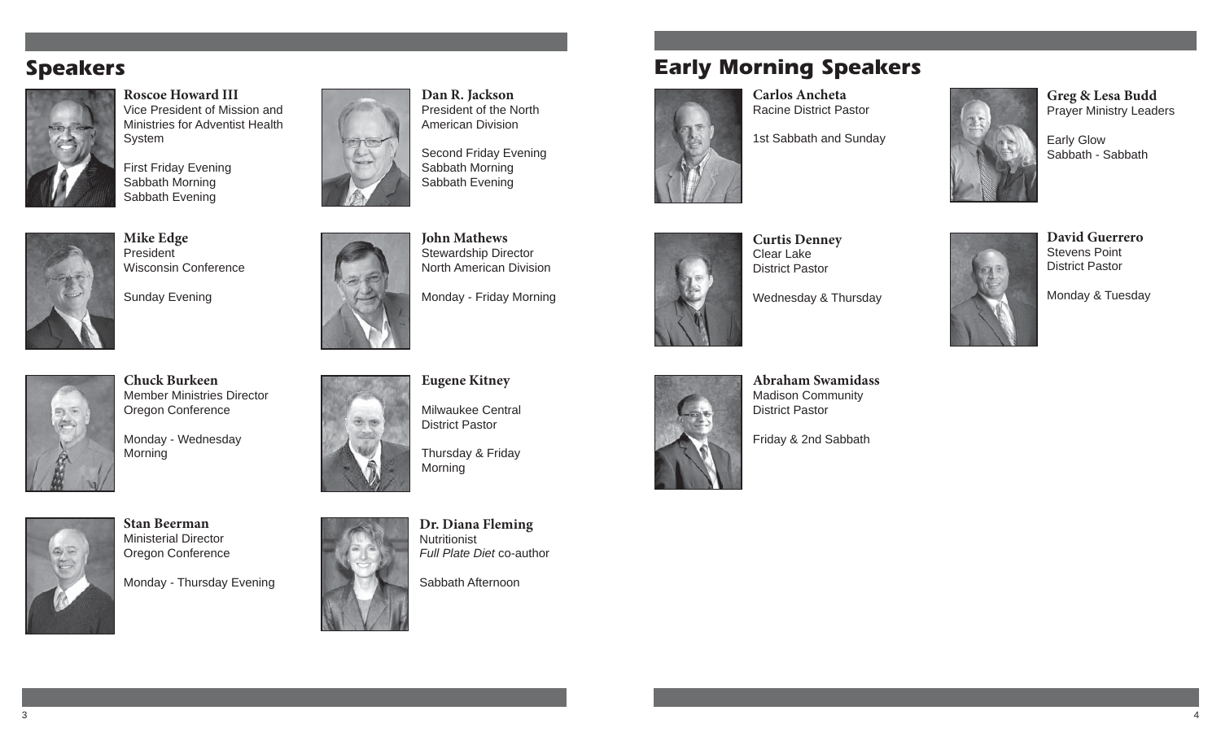## Speakers

**Roscoe Howard III**
Vice President of Mission and Ministries for Adventist Health System

First Friday Evening
Sabbath Morning
Sabbath Evening

**Dan R. Jackson**
President of the North American Division

Second Friday Evening
Sabbath Morning
Sabbath Evening

**Mike Edge**
President
Wisconsin Conference

Sunday Evening

**John Mathews**
Stewardship Director
North American Division

Monday - Friday Morning

**Chuck Burkeen**
Member Ministries Director
Oregon Conference

Monday - Wednesday Morning

**Eugene Kitney**

Milwaukee Central District Pastor

Thursday & Friday Morning

**Stan Beerman**
Ministerial Director
Oregon Conference

Monday - Thursday Evening

**Dr. Diana Fleming**
Nutritionist
*Full Plate Diet* co-author

Sabbath Afternoon

## Early Morning Speakers

**Carlos Ancheta**
Racine District Pastor

1st Sabbath and Sunday

**Greg & Lesa Budd**
Prayer Ministry Leaders

Early Glow
Sabbath - Sabbath

**Curtis Denney**
Clear Lake
District Pastor

Wednesday & Thursday

**David Guerrero**
Stevens Point
District Pastor

Monday & Tuesday

**Abraham Swamidass**
Madison Community
District Pastor

Friday & 2nd Sabbath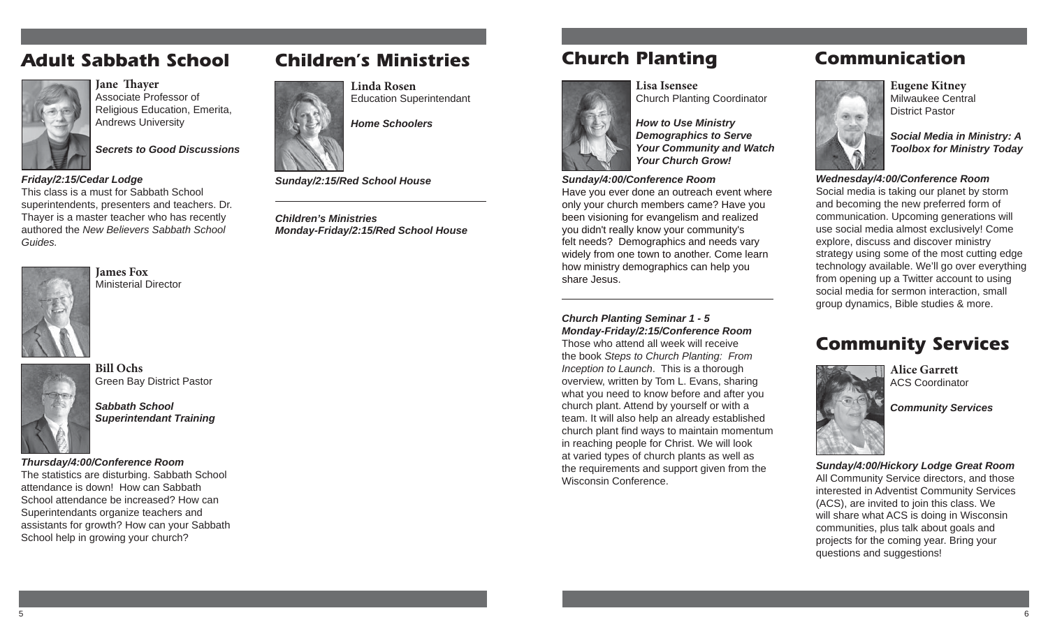## Adult Sabbath School

**Jane Thayer**
Associate Professor of Religious Education, Emerita, Andrews University

***Secrets to Good Discussions***

***Friday/2:15/Cedar Lodge***
This class is a must for Sabbath School superintendents, presenters and teachers. Dr. Thayer is a master teacher who has recently authored the *New Believers Sabbath School Guides.*

**James Fox**
Ministerial Director

**Bill Ochs**
Green Bay District Pastor

***Sabbath School Superintendant Training***

***Thursday/4:00/Conference Room***
The statistics are disturbing. Sabbath School attendance is down! How can Sabbath School attendance be increased? How can Superintendants organize teachers and assistants for growth? How can your Sabbath School help in growing your church?

## Children's Ministries

**Linda Rosen**
Education Superintendant

***Home Schoolers***

***Sunday/2:15/Red School House***

---

***Children's Ministries***
***Monday-Friday/2:15/Red School House***

## Church Planting

**Lisa Isensee**
Church Planting Coordinator

***How to Use Ministry Demographics to Serve Your Community and Watch Your Church Grow!***

***Sunday/4:00/Conference Room***
Have you ever done an outreach event where only your church members came? Have you been visioning for evangelism and realized you didn't really know your community's felt needs? Demographics and needs vary widely from one town to another. Come learn how ministry demographics can help you share Jesus.

---

***Church Planting Seminar 1 - 5***
***Monday-Friday/2:15/Conference Room***
Those who attend all week will receive the book *Steps to Church Planting: From Inception to Launch*. This is a thorough overview, written by Tom L. Evans, sharing what you need to know before and after you church plant. Attend by yourself or with a team. It will also help an already established church plant find ways to maintain momentum in reaching people for Christ. We will look at varied types of church plants as well as the requirements and support given from the Wisconsin Conference.

## Communication

**Eugene Kitney**
Milwaukee Central District Pastor

***Social Media in Ministry: A Toolbox for Ministry Today***

***Wednesday/4:00/Conference Room***
Social media is taking our planet by storm and becoming the new preferred form of communication. Upcoming generations will use social media almost exclusively! Come explore, discuss and discover ministry strategy using some of the most cutting edge technology available. We'll go over everything from opening up a Twitter account to using social media for sermon interaction, small group dynamics, Bible studies & more.

## Community Services

**Alice Garrett**
ACS Coordinator

***Community Services***

***Sunday/4:00/Hickory Lodge Great Room***
All Community Service directors, and those interested in Adventist Community Services (ACS), are invited to join this class. We will share what ACS is doing in Wisconsin communities, plus talk about goals and projects for the coming year. Bring your questions and suggestions!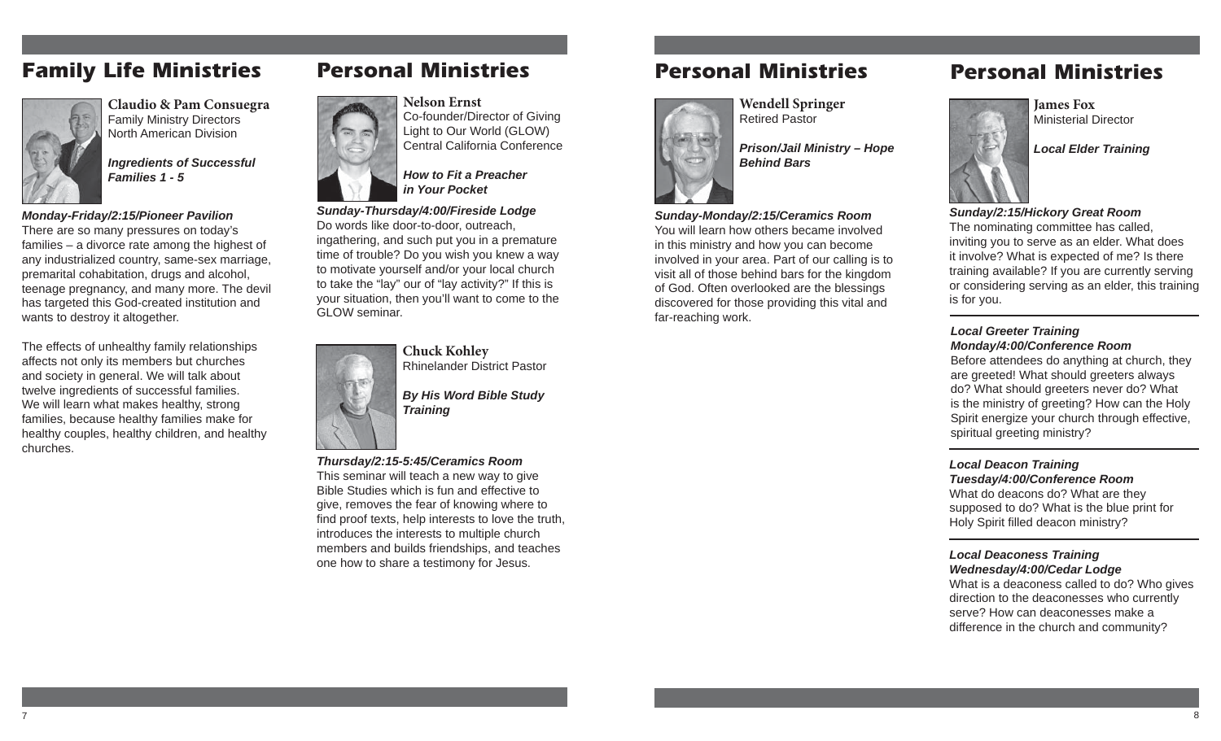## Family Life Ministries

**Claudio & Pam Consuegra**
Family Ministry Directors
North American Division

***Ingredients of Successful Families 1 - 5***

***Monday-Friday/2:15/Pioneer Pavilion***

There are so many pressures on today's families – a divorce rate among the highest of any industrialized country, same-sex marriage, premarital cohabitation, drugs and alcohol, teenage pregnancy, and many more. The devil has targeted this God-created institution and wants to destroy it altogether.

The effects of unhealthy family relationships affects not only its members but churches and society in general. We will talk about twelve ingredients of successful families. We will learn what makes healthy, strong families, because healthy families make for healthy couples, healthy children, and healthy churches.

## Personal Ministries

**Nelson Ernst**
Co-founder/Director of Giving Light to Our World (GLOW)
Central California Conference

***How to Fit a Preacher in Your Pocket***

***Sunday-Thursday/4:00/Fireside Lodge***

Do words like door-to-door, outreach, ingathering, and such put you in a premature time of trouble? Do you wish you knew a way to motivate yourself and/or your local church to take the "lay" our of "lay activity?" If this is your situation, then you'll want to come to the GLOW seminar.

**Chuck Kohley**
Rhinelander District Pastor

***By His Word Bible Study Training***

***Thursday/2:15-5:45/Ceramics Room***

This seminar will teach a new way to give Bible Studies which is fun and effective to give, removes the fear of knowing where to find proof texts, help interests to love the truth, introduces the interests to multiple church members and builds friendships, and teaches one how to share a testimony for Jesus.

## Personal Ministries

**Wendell Springer**
Retired Pastor

***Prison/Jail Ministry – Hope Behind Bars***

***Sunday-Monday/2:15/Ceramics Room***

You will learn how others became involved in this ministry and how you can become involved in your area. Part of our calling is to visit all of those behind bars for the kingdom of God. Often overlooked are the blessings discovered for those providing this vital and far-reaching work.

## Personal Ministries

**James Fox**
Ministerial Director

***Local Elder Training***

***Sunday/2:15/Hickory Great Room***

The nominating committee has called, inviting you to serve as an elder. What does it involve? What is expected of me? Is there training available? If you are currently serving or considering serving as an elder, this training is for you.

***Local Greeter Training***
***Monday/4:00/Conference Room***

Before attendees do anything at church, they are greeted! What should greeters always do? What should greeters never do? What is the ministry of greeting? How can the Holy Spirit energize your church through effective, spiritual greeting ministry?

***Local Deacon Training***
***Tuesday/4:00/Conference Room***

What do deacons do? What are they supposed to do? What is the blue print for Holy Spirit filled deacon ministry?

***Local Deaconess Training***
***Wednesday/4:00/Cedar Lodge***

What is a deaconess called to do? Who gives direction to the deaconesses who currently serve? How can deaconesses make a difference in the church and community?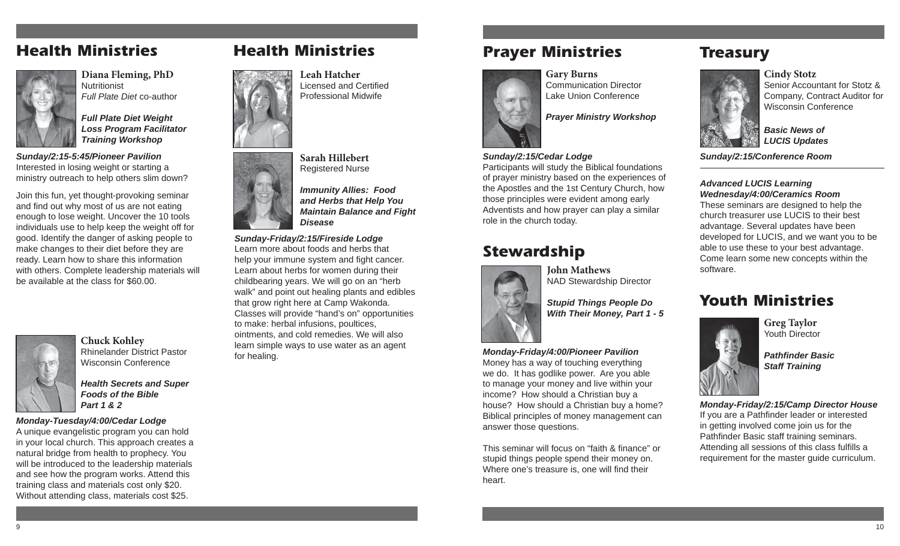## Health Ministries

**Diana Fleming, PhD**
Nutritionist
*Full Plate Diet* co-author

***Full Plate Diet Weight Loss Program Facilitator Training Workshop***

***Sunday/2:15-5:45/Pioneer Pavilion***
Interested in losing weight or starting a ministry outreach to help others slim down?

Join this fun, yet thought-provoking seminar and find out why most of us are not eating enough to lose weight. Uncover the 10 tools individuals use to help keep the weight off for good. Identify the danger of asking people to make changes to their diet before they are ready. Learn how to share this information with others. Complete leadership materials will be available at the class for $60.00.

**Chuck Kohley**
Rhinelander District Pastor
Wisconsin Conference

***Health Secrets and Super Foods of the Bible Part 1 & 2***

***Monday-Tuesday/4:00/Cedar Lodge***
A unique evangelistic program you can hold in your local church. This approach creates a natural bridge from health to prophecy. You will be introduced to the leadership materials and see how the program works. Attend this training class and materials cost only $20. Without attending class, materials cost $25.

## Health Ministries

**Leah Hatcher**
Licensed and Certified Professional Midwife

**Sarah Hillebert**
Registered Nurse

***Immunity Allies: Food and Herbs that Help You Maintain Balance and Fight Disease***

***Sunday-Friday/2:15/Fireside Lodge***
Learn more about foods and herbs that help your immune system and fight cancer. Learn about herbs for women during their childbearing years. We will go on an "herb walk" and point out healing plants and edibles that grow right here at Camp Wakonda. Classes will provide "hand's on" opportunities to make: herbal infusions, poultices, ointments, and cold remedies. We will also learn simple ways to use water as an agent for healing.

## Prayer Ministries

**Gary Burns**
Communication Director
Lake Union Conference

***Prayer Ministry Workshop***

***Sunday/2:15/Cedar Lodge***
Participants will study the Biblical foundations of prayer ministry based on the experiences of the Apostles and the 1st Century Church, how those principles were evident among early Adventists and how prayer can play a similar role in the church today.

## Stewardship

**John Mathews**
NAD Stewardship Director

***Stupid Things People Do With Their Money, Part 1 - 5***

***Monday-Friday/4:00/Pioneer Pavilion***
Money has a way of touching everything we do. It has godlike power. Are you able to manage your money and live within your income? How should a Christian buy a house? How should a Christian buy a home? Biblical principles of money management can answer those questions.

This seminar will focus on "faith & finance" or stupid things people spend their money on. Where one's treasure is, one will find their heart.

## Treasury

**Cindy Stotz**
Senior Accountant for Stotz & Company, Contract Auditor for Wisconsin Conference

***Basic News of LUCIS Updates***

***Sunday/2:15/Conference Room***

***Advanced LUCIS Learning***
***Wednesday/4:00/Ceramics Room***
These seminars are designed to help the church treasurer use LUCIS to their best advantage. Several updates have been developed for LUCIS, and we want you to be able to use these to your best advantage. Come learn some new concepts within the software.

## Youth Ministries

**Greg Taylor**
Youth Director

***Pathfinder Basic Staff Training***

***Monday-Friday/2:15/Camp Director House***
If you are a Pathfinder leader or interested in getting involved come join us for the Pathfinder Basic staff training seminars. Attending all sessions of this class fulfills a requirement for the master guide curriculum.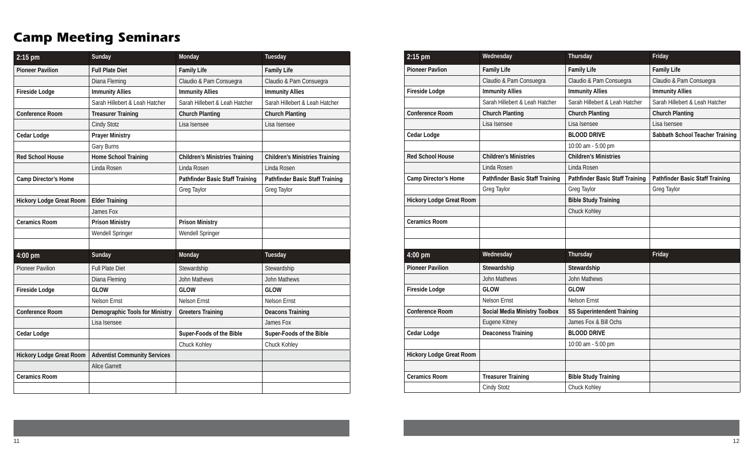# Camp Meeting Seminars

| 2:15 pm | Sunday | Monday | Tuesday |
|---|---|---|---|
| **Pioneer Pavilion** | **Full Plate Diet** | **Family Life** | **Family Life** |
| | Diana Fleming | Claudio & Pam Consuegra | Claudio & Pam Consuegra |
| **Fireside Lodge** | **Immunity Allies** | **Immunity Allies** | **Immunity Allies** |
| | Sarah Hillebert & Leah Hatcher | Sarah Hillebert & Leah Hatcher | Sarah Hillebert & Leah Hatcher |
| **Conference Room** | **Treasurer Training** | **Church Planting** | **Church Planting** |
| | Cindy Stotz | Lisa Isensee | Lisa Isensee |
| **Cedar Lodge** | **Prayer Ministry** | | |
| | Gary Burns | | |
| **Red School House** | **Home School Training** | **Children's Ministries Training** | **Children's Ministries Training** |
| | Linda Rosen | Linda Rosen | Linda Rosen |
| **Camp Director's Home** | | **Pathfinder Basic Staff Training** | **Pathfinder Basic Staff Training** |
| | | Greg Taylor | Greg Taylor |
| **Hickory Lodge Great Room** | **Elder Training** | | |
| | James Fox | | |
| **Ceramics Room** | **Prison Ministry** | **Prison Ministry** | |
| | Wendell Springer | Wendell Springer | |

| 4:00 pm | Sunday | Monday | Tuesday |
|---|---|---|---|
| Pioneer Pavilion | Full Plate Diet | Stewardship | Stewardship |
| | Diana Fleming | John Mathews | John Mathews |
| **Fireside Lodge** | **GLOW** | **GLOW** | **GLOW** |
| | Nelson Ernst | Nelson Ernst | Nelson Ernst |
| **Conference Room** | **Demographic Tools for Ministry** | **Greeters Training** | **Deacons Training** |
| | Lisa Isensee | | James Fox |
| **Cedar Lodge** | | **Super-Foods of the Bible** | **Super-Foods of the Bible** |
| | | Chuck Kohley | Chuck Kohley |
| **Hickory Lodge Great Room** | **Adventist Community Services** | | |
| | Alice Garrett | | |
| **Ceramics Room** | | | |

| 2:15 pm | Wednesday | Thursday | Friday |
|---|---|---|---|
| **Pioneer Pavlion** | **Family Life** | **Family Life** | **Family Life** |
| | Claudio & Pam Consuegra | Claudio & Pam Consuegra | Claudio & Pam Consuegra |
| **Fireside Lodge** | **Immunity Allies** | **Immunity Allies** | **Immunity Allies** |
| | Sarah Hillebert & Leah Hatcher | Sarah Hillebert & Leah Hatcher | Sarah Hillebert & Leah Hatcher |
| **Conference Room** | **Church Planting** | **Church Planting** | **Church Planting** |
| | Lisa Isensee | Lisa Isensee | Lisa Isensee |
| **Cedar Lodge** | | **BLOOD DRIVE** | **Sabbath School Teacher Training** |
| | | 10:00 am - 5:00 pm | |
| **Red School House** | **Children's Ministries** | **Children's Ministries** | |
| | Linda Rosen | Linda Rosen | |
| **Camp Director's Home** | **Pathfinder Basic Staff Training** | **Pathfinder Basic Staff Training** | **Pathfinder Basic Staff Training** |
| | Greg Taylor | Greg Taylor | Greg Taylor |
| **Hickory Lodge Great Room** | | **Bible Study Training** | |
| | | Chuck Kohley | |
| **Ceramics Room** | | | |

| 4:00 pm | Wednesday | Thursday | Friday |
|---|---|---|---|
| **Pioneer Pavilion** | **Stewardship** | **Stewardship** | |
| | John Mathews | John Mathews | |
| **Fireside Lodge** | **GLOW** | **GLOW** | |
| | Nelson Ernst | Nelson Ernst | |
| **Conference Room** | **Social Media Ministry Toolbox** | **SS Superintendent Training** | |
| | Eugene Kitney | James Fox & Bill Ochs | |
| **Cedar Lodge** | **Deaconess Training** | **BLOOD DRIVE** | |
| | | 10:00 am - 5:00 pm | |
| **Hickory Lodge Great Room** | | | |
| **Ceramics Room** | **Treasurer Training** | **Bible Study Training** | |
| | Cindy Stotz | Chuck Kohley | |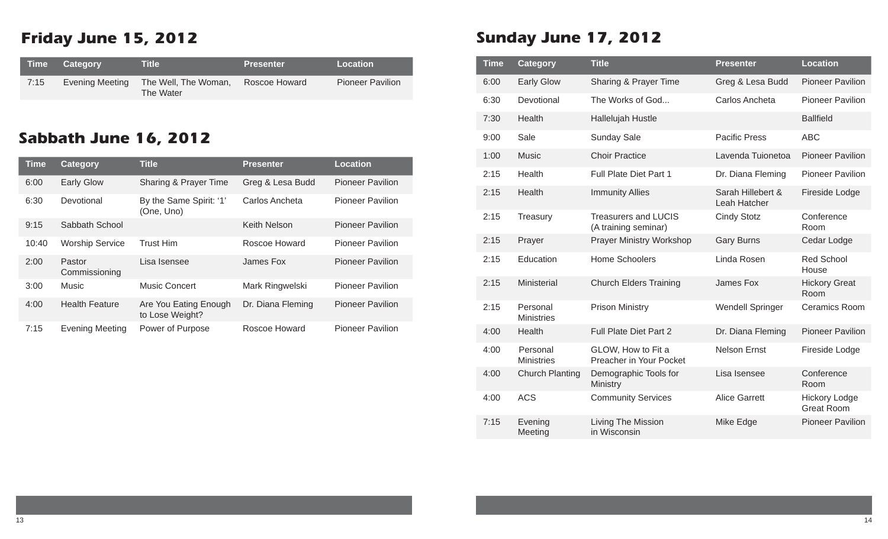## Friday June 15, 2012

| Time | Category | Title | Presenter | Location |
|---|---|---|---|---|
| 7:15 | Evening Meeting | The Well, The Woman, The Water | Roscoe Howard | Pioneer Pavilion |

## Sabbath June 16, 2012

| Time | Category | Title | Presenter | Location |
|---|---|---|---|---|
| 6:00 | Early Glow | Sharing & Prayer Time | Greg & Lesa Budd | Pioneer Pavilion |
| 6:30 | Devotional | By the Same Spirit: '1' (One, Uno) | Carlos Ancheta | Pioneer Pavilion |
| 9:15 | Sabbath School | | Keith Nelson | Pioneer Pavilion |
| 10:40 | Worship Service | Trust Him | Roscoe Howard | Pioneer Pavilion |
| 2:00 | Pastor Commissioning | Lisa Isensee | James Fox | Pioneer Pavilion |
| 3:00 | Music | Music Concert | Mark Ringwelski | Pioneer Pavilion |
| 4:00 | Health Feature | Are You Eating Enough to Lose Weight? | Dr. Diana Fleming | Pioneer Pavilion |
| 7:15 | Evening Meeting | Power of Purpose | Roscoe Howard | Pioneer Pavilion |

## Sunday June 17, 2012

| Time | Category | Title | Presenter | Location |
|---|---|---|---|---|
| 6:00 | Early Glow | Sharing & Prayer Time | Greg & Lesa Budd | Pioneer Pavilion |
| 6:30 | Devotional | The Works of God... | Carlos Ancheta | Pioneer Pavilion |
| 7:30 | Health | Hallelujah Hustle | | Ballfield |
| 9:00 | Sale | Sunday Sale | Pacific Press | ABC |
| 1:00 | Music | Choir Practice | Lavenda Tuionetoa | Pioneer Pavilion |
| 2:15 | Health | Full Plate Diet Part 1 | Dr. Diana Fleming | Pioneer Pavilion |
| 2:15 | Health | Immunity Allies | Sarah Hillebert & Leah Hatcher | Fireside Lodge |
| 2:15 | Treasury | Treasurers and LUCIS (A training seminar) | Cindy Stotz | Conference Room |
| 2:15 | Prayer | Prayer Ministry Workshop | Gary Burns | Cedar Lodge |
| 2:15 | Education | Home Schoolers | Linda Rosen | Red School House |
| 2:15 | Ministerial | Church Elders Training | James Fox | Hickory Great Room |
| 2:15 | Personal Ministries | Prison Ministry | Wendell Springer | Ceramics Room |
| 4:00 | Health | Full Plate Diet Part 2 | Dr. Diana Fleming | Pioneer Pavilion |
| 4:00 | Personal Ministries | GLOW, How to Fit a Preacher in Your Pocket | Nelson Ernst | Fireside Lodge |
| 4:00 | Church Planting | Demographic Tools for Ministry | Lisa Isensee | Conference Room |
| 4:00 | ACS | Community Services | Alice Garrett | Hickory Lodge Great Room |
| 7:15 | Evening Meeting | Living The Mission in Wisconsin | Mike Edge | Pioneer Pavilion |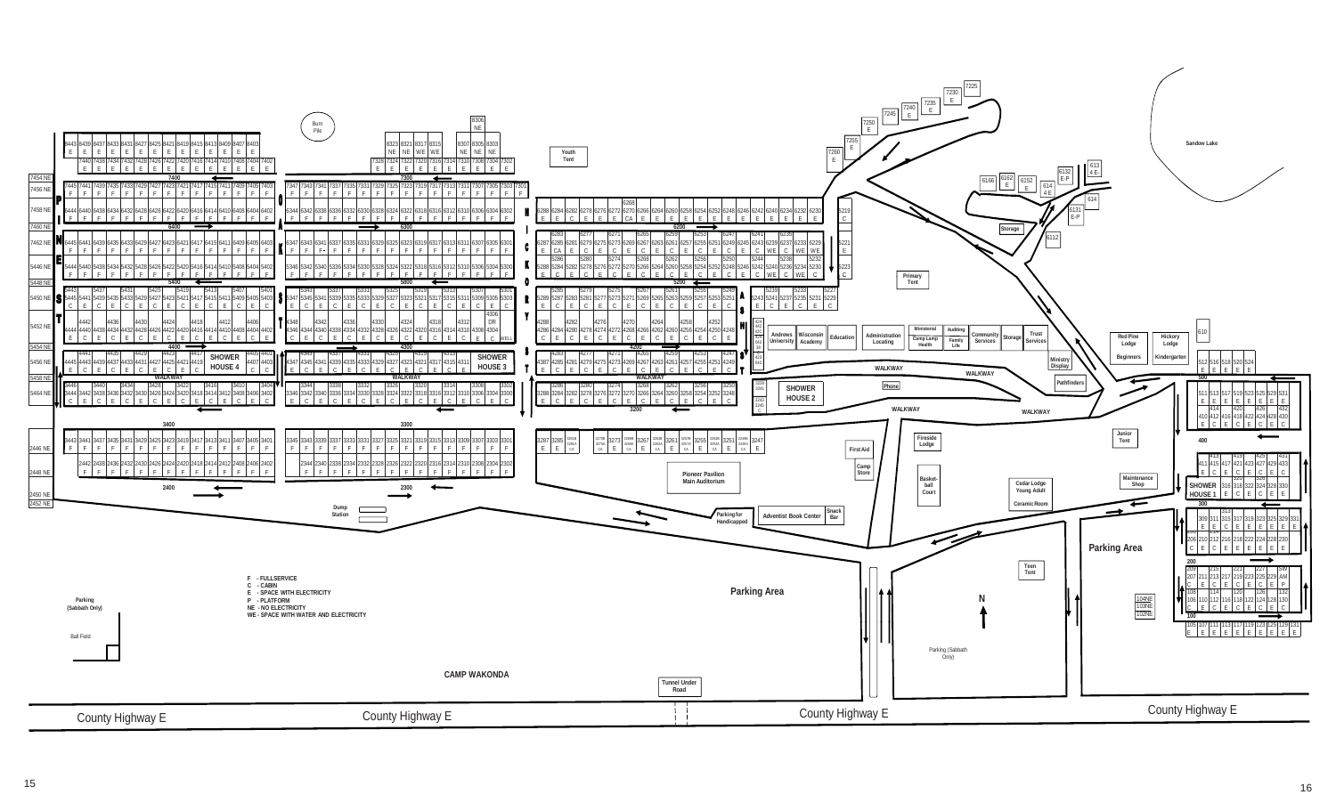**CAMP WAKONDA**

Sandow Lake

- F - FULLSERVICE
- C - CABIN
- E - SPACE WITH ELECTRICITY
- P - PLATFORM
- NE - NO ELECTRICITY
- WE - SPACE WITH WATER AND ELECTRICITY

Youth Tent

Primary Tent

Burn Pile

Storage

SHOWER HOUSE 4

SHOWER HOUSE 3

SHOWER HOUSE 2

SHOWER HOUSE 1

Andrews University

Wisconsin Academy

Education

Administration Locating

Ministerial

Auditing

Camp Lamp Health

Family Life

Community Services

Storage

Trust Services

Ministry Display

Pathfinders

Phone

Red Pine Lodge

Hickory Lodge

Beginners

Kindergarten

Junior Tent

Fireside Lodge

First Aid

Camp Store

Pioneer Pavilion Main Auditorium

Basketball Court

Cedar Lodge Young Adult

Ceramic Room

Maintenance Shop

Adventist Book Center

Snack Bar

Parking for Handicapped

Parking Area

Teen Tent

Dump Station

Parking (Sabbath Only)

Ball Field

Parking (Sabbath Only)

Tunnel Under Road

County Highway E

PINE ST

OAK ST

HICKORY ST

ASH ST

WALKWAY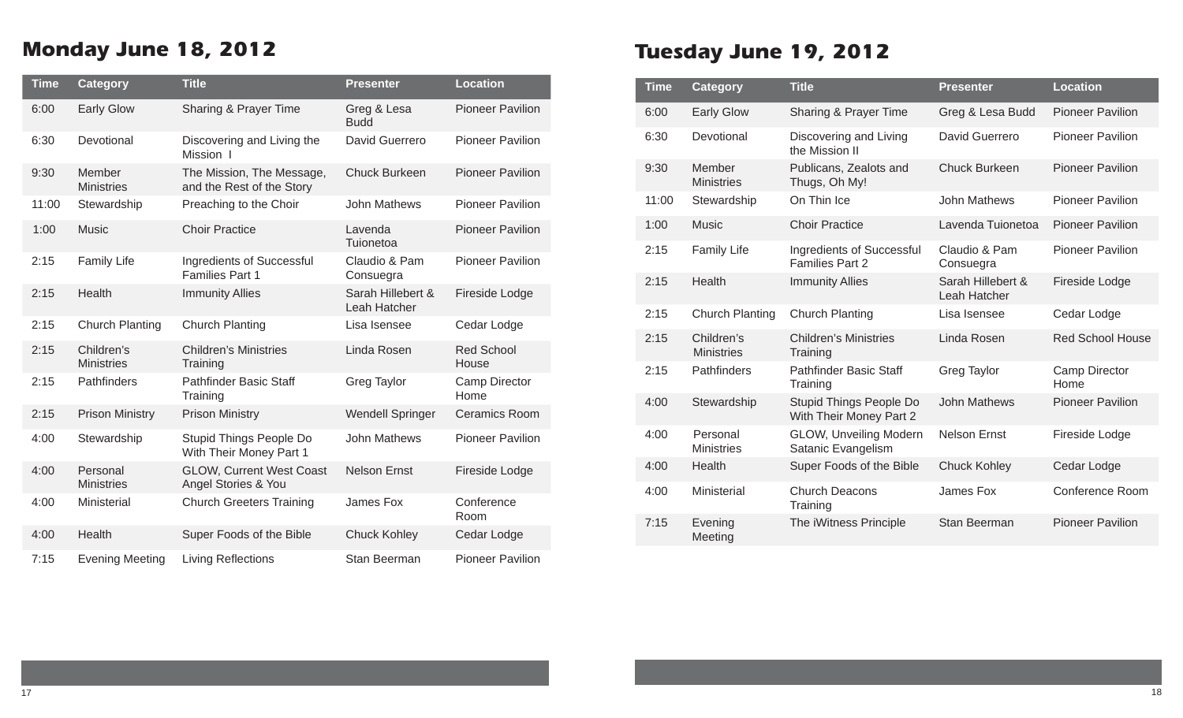## Monday June 18, 2012

| Time | Category | Title | Presenter | Location |
|---|---|---|---|---|
| 6:00 | Early Glow | Sharing & Prayer Time | Greg & Lesa Budd | Pioneer Pavilion |
| 6:30 | Devotional | Discovering and Living the Mission I | David Guerrero | Pioneer Pavilion |
| 9:30 | Member Ministries | The Mission, The Message, and the Rest of the Story | Chuck Burkeen | Pioneer Pavilion |
| 11:00 | Stewardship | Preaching to the Choir | John Mathews | Pioneer Pavilion |
| 1:00 | Music | Choir Practice | Lavenda Tuionetoa | Pioneer Pavilion |
| 2:15 | Family Life | Ingredients of Successful Families Part 1 | Claudio & Pam Consuegra | Pioneer Pavilion |
| 2:15 | Health | Immunity Allies | Sarah Hillebert & Leah Hatcher | Fireside Lodge |
| 2:15 | Church Planting | Church Planting | Lisa Isensee | Cedar Lodge |
| 2:15 | Children's Ministries | Children's Ministries Training | Linda Rosen | Red School House |
| 2:15 | Pathfinders | Pathfinder Basic Staff Training | Greg Taylor | Camp Director Home |
| 2:15 | Prison Ministry | Prison Ministry | Wendell Springer | Ceramics Room |
| 4:00 | Stewardship | Stupid Things People Do With Their Money Part 1 | John Mathews | Pioneer Pavilion |
| 4:00 | Personal Ministries | GLOW, Current West Coast Angel Stories & You | Nelson Ernst | Fireside Lodge |
| 4:00 | Ministerial | Church Greeters Training | James Fox | Conference Room |
| 4:00 | Health | Super Foods of the Bible | Chuck Kohley | Cedar Lodge |
| 7:15 | Evening Meeting | Living Reflections | Stan Beerman | Pioneer Pavilion |

## Tuesday June 19, 2012

| Time | Category | Title | Presenter | Location |
|---|---|---|---|---|
| 6:00 | Early Glow | Sharing & Prayer Time | Greg & Lesa Budd | Pioneer Pavilion |
| 6:30 | Devotional | Discovering and Living the Mission II | David Guerrero | Pioneer Pavilion |
| 9:30 | Member Ministries | Publicans, Zealots and Thugs, Oh My! | Chuck Burkeen | Pioneer Pavilion |
| 11:00 | Stewardship | On Thin Ice | John Mathews | Pioneer Pavilion |
| 1:00 | Music | Choir Practice | Lavenda Tuionetoa | Pioneer Pavilion |
| 2:15 | Family Life | Ingredients of Successful Families Part 2 | Claudio & Pam Consuegra | Pioneer Pavilion |
| 2:15 | Health | Immunity Allies | Sarah Hillebert & Leah Hatcher | Fireside Lodge |
| 2:15 | Church Planting | Church Planting | Lisa Isensee | Cedar Lodge |
| 2:15 | Children's Ministries | Children's Ministries Training | Linda Rosen | Red School House |
| 2:15 | Pathfinders | Pathfinder Basic Staff Training | Greg Taylor | Camp Director Home |
| 4:00 | Stewardship | Stupid Things People Do With Their Money Part 2 | John Mathews | Pioneer Pavilion |
| 4:00 | Personal Ministries | GLOW, Unveiling Modern Satanic Evangelism | Nelson Ernst | Fireside Lodge |
| 4:00 | Health | Super Foods of the Bible | Chuck Kohley | Cedar Lodge |
| 4:00 | Ministerial | Church Deacons Training | James Fox | Conference Room |
| 7:15 | Evening Meeting | The iWitness Principle | Stan Beerman | Pioneer Pavilion |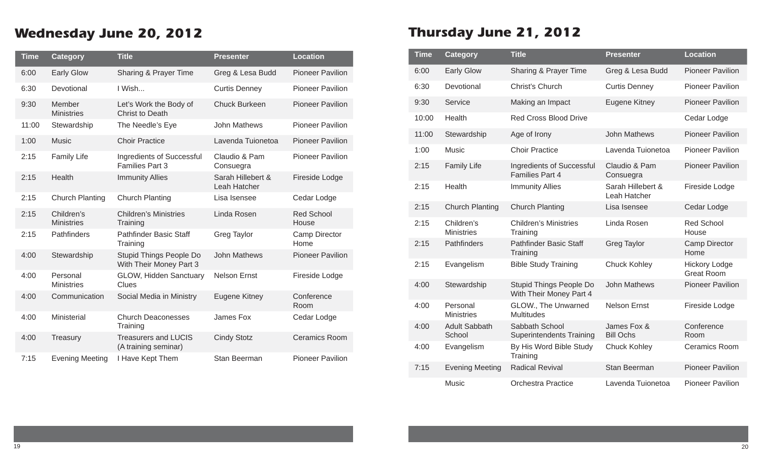## Wednesday June 20, 2012

| Time | Category | Title | Presenter | Location |
|---|---|---|---|---|
| 6:00 | Early Glow | Sharing & Prayer Time | Greg & Lesa Budd | Pioneer Pavilion |
| 6:30 | Devotional | I Wish... | Curtis Denney | Pioneer Pavilion |
| 9:30 | Member Ministries | Let's Work the Body of Christ to Death | Chuck Burkeen | Pioneer Pavilion |
| 11:00 | Stewardship | The Needle's Eye | John Mathews | Pioneer Pavilion |
| 1:00 | Music | Choir Practice | Lavenda Tuionetoa | Pioneer Pavilion |
| 2:15 | Family Life | Ingredients of Successful Families Part 3 | Claudio & Pam Consuegra | Pioneer Pavilion |
| 2:15 | Health | Immunity Allies | Sarah Hillebert & Leah Hatcher | Fireside Lodge |
| 2:15 | Church Planting | Church Planting | Lisa Isensee | Cedar Lodge |
| 2:15 | Children's Ministries | Children's Ministries Training | Linda Rosen | Red School House |
| 2:15 | Pathfinders | Pathfinder Basic Staff Training | Greg Taylor | Camp Director Home |
| 4:00 | Stewardship | Stupid Things People Do With Their Money Part 3 | John Mathews | Pioneer Pavilion |
| 4:00 | Personal Ministries | GLOW, Hidden Sanctuary Clues | Nelson Ernst | Fireside Lodge |
| 4:00 | Communication | Social Media in Ministry | Eugene Kitney | Conference Room |
| 4:00 | Ministerial | Church Deaconesses Training | James Fox | Cedar Lodge |
| 4:00 | Treasury | Treasurers and LUCIS (A training seminar) | Cindy Stotz | Ceramics Room |
| 7:15 | Evening Meeting | I Have Kept Them | Stan Beerman | Pioneer Pavilion |

## Thursday June 21, 2012

| Time | Category | Title | Presenter | Location |
|---|---|---|---|---|
| 6:00 | Early Glow | Sharing & Prayer Time | Greg & Lesa Budd | Pioneer Pavilion |
| 6:30 | Devotional | Christ's Church | Curtis Denney | Pioneer Pavilion |
| 9:30 | Service | Making an Impact | Eugene Kitney | Pioneer Pavilion |
| 10:00 | Health | Red Cross Blood Drive | | Cedar Lodge |
| 11:00 | Stewardship | Age of Irony | John Mathews | Pioneer Pavilion |
| 1:00 | Music | Choir Practice | Lavenda Tuionetoa | Pioneer Pavilion |
| 2:15 | Family Life | Ingredients of Successful Families Part 4 | Claudio & Pam Consuegra | Pioneer Pavilion |
| 2:15 | Health | Immunity Allies | Sarah Hillebert & Leah Hatcher | Fireside Lodge |
| 2:15 | Church Planting | Church Planting | Lisa Isensee | Cedar Lodge |
| 2:15 | Children's Ministries | Children's Ministries Training | Linda Rosen | Red School House |
| 2:15 | Pathfinders | Pathfinder Basic Staff Training | Greg Taylor | Camp Director Home |
| 2:15 | Evangelism | Bible Study Training | Chuck Kohley | Hickory Lodge Great Room |
| 4:00 | Stewardship | Stupid Things People Do With Their Money Part 4 | John Mathews | Pioneer Pavilion |
| 4:00 | Personal Ministries | GLOW., The Unwarned Multitudes | Nelson Ernst | Fireside Lodge |
| 4:00 | Adult Sabbath School | Sabbath School Superintendents Training | James Fox & Bill Ochs | Conference Room |
| 4:00 | Evangelism | By His Word Bible Study Training | Chuck Kohley | Ceramics Room |
| 7:15 | Evening Meeting | Radical Revival | Stan Beerman | Pioneer Pavilion |
| | Music | Orchestra Practice | Lavenda Tuionetoa | Pioneer Pavilion |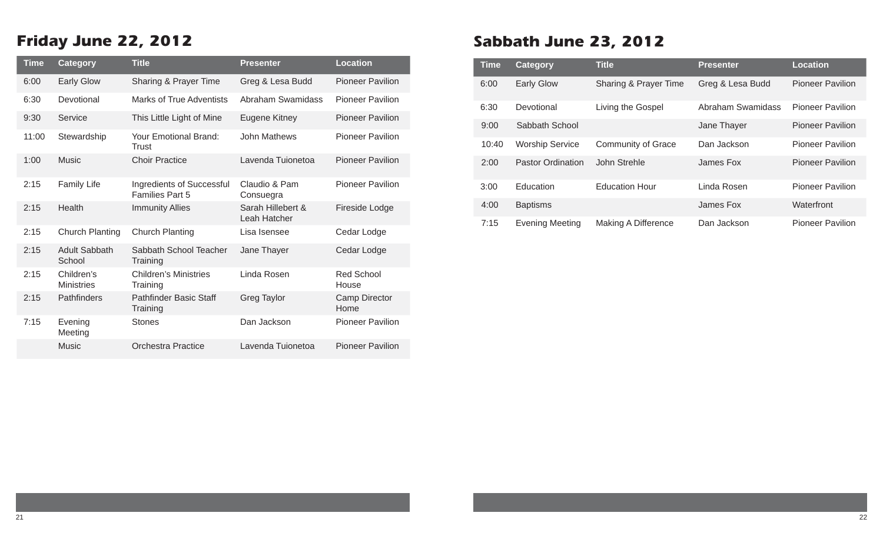## Friday June 22, 2012

| Time | Category | Title | Presenter | Location |
|---|---|---|---|---|
| 6:00 | Early Glow | Sharing & Prayer Time | Greg & Lesa Budd | Pioneer Pavilion |
| 6:30 | Devotional | Marks of True Adventists | Abraham Swamidass | Pioneer Pavilion |
| 9:30 | Service | This Little Light of Mine | Eugene Kitney | Pioneer Pavilion |
| 11:00 | Stewardship | Your Emotional Brand: Trust | John Mathews | Pioneer Pavilion |
| 1:00 | Music | Choir Practice | Lavenda Tuionetoa | Pioneer Pavilion |
| 2:15 | Family Life | Ingredients of Successful Families Part 5 | Claudio & Pam Consuegra | Pioneer Pavilion |
| 2:15 | Health | Immunity Allies | Sarah Hillebert & Leah Hatcher | Fireside Lodge |
| 2:15 | Church Planting | Church Planting | Lisa Isensee | Cedar Lodge |
| 2:15 | Adult Sabbath School | Sabbath School Teacher Training | Jane Thayer | Cedar Lodge |
| 2:15 | Children's Ministries | Children's Ministries Training | Linda Rosen | Red School House |
| 2:15 | Pathfinders | Pathfinder Basic Staff Training | Greg Taylor | Camp Director Home |
| 7:15 | Evening Meeting | Stones | Dan Jackson | Pioneer Pavilion |
| | Music | Orchestra Practice | Lavenda Tuionetoa | Pioneer Pavilion |

## Sabbath June 23, 2012

| Time | Category | Title | Presenter | Location |
|---|---|---|---|---|
| 6:00 | Early Glow | Sharing & Prayer Time | Greg & Lesa Budd | Pioneer Pavilion |
| 6:30 | Devotional | Living the Gospel | Abraham Swamidass | Pioneer Pavilion |
| 9:00 | Sabbath School | | Jane Thayer | Pioneer Pavilion |
| 10:40 | Worship Service | Community of Grace | Dan Jackson | Pioneer Pavilion |
| 2:00 | Pastor Ordination | John Strehle | James Fox | Pioneer Pavilion |
| 3:00 | Education | Education Hour | Linda Rosen | Pioneer Pavilion |
| 4:00 | Baptisms | | James Fox | Waterfront |
| 7:15 | Evening Meeting | Making A Difference | Dan Jackson | Pioneer Pavilion |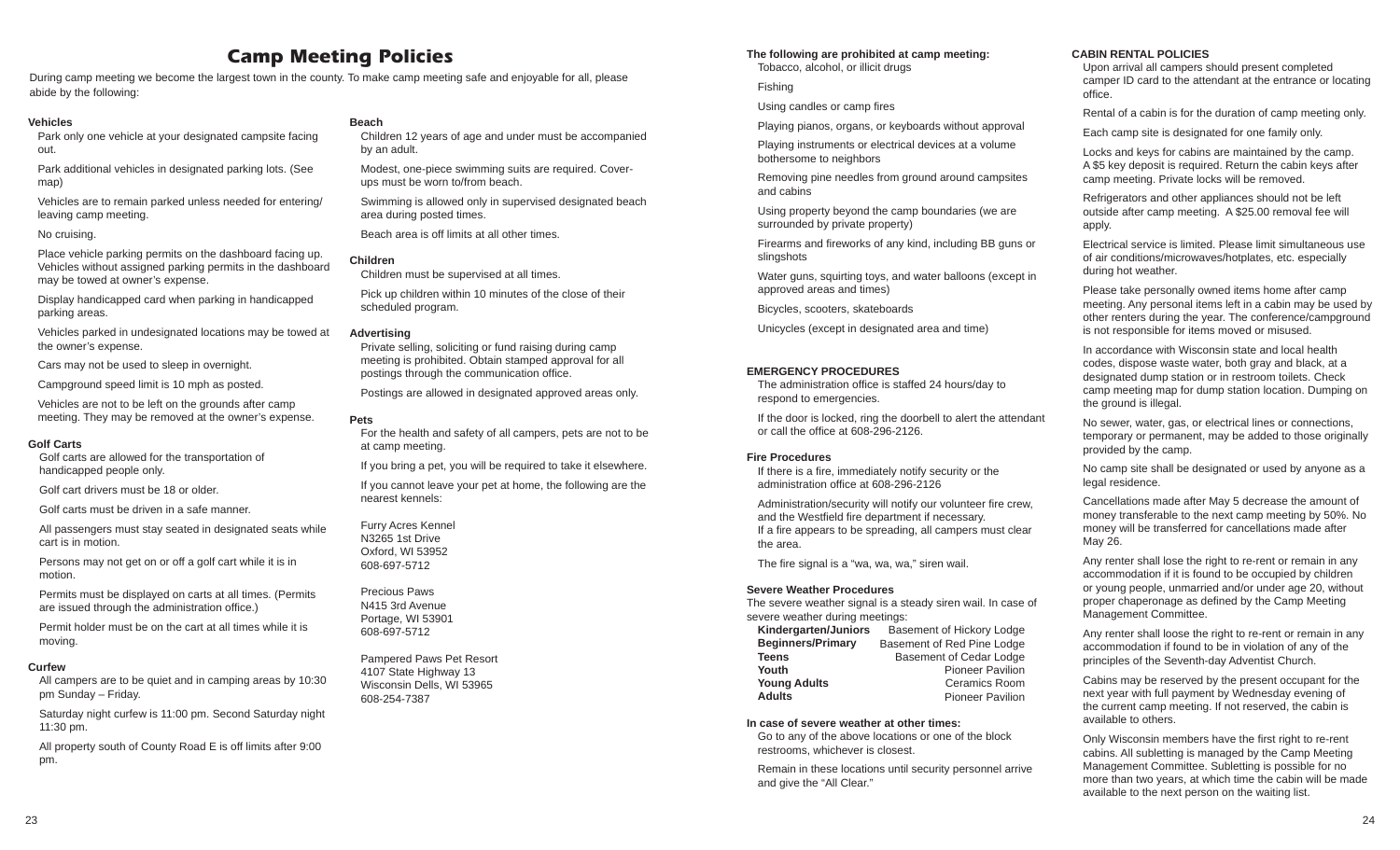# Camp Meeting Policies

During camp meeting we become the largest town in the county. To make camp meeting safe and enjoyable for all, please abide by the following:

### Vehicles

Park only one vehicle at your designated campsite facing out.

Park additional vehicles in designated parking lots. (See map)

Vehicles are to remain parked unless needed for entering/ leaving camp meeting.

No cruising.

Place vehicle parking permits on the dashboard facing up. Vehicles without assigned parking permits in the dashboard may be towed at owner's expense.

Display handicapped card when parking in handicapped parking areas.

Vehicles parked in undesignated locations may be towed at the owner's expense.

Cars may not be used to sleep in overnight.

Campground speed limit is 10 mph as posted.

Vehicles are not to be left on the grounds after camp meeting. They may be removed at the owner's expense.

### Golf Carts

Golf carts are allowed for the transportation of handicapped people only.

Golf cart drivers must be 18 or older.

Golf carts must be driven in a safe manner.

All passengers must stay seated in designated seats while cart is in motion.

Persons may not get on or off a golf cart while it is in motion.

Permits must be displayed on carts at all times. (Permits are issued through the administration office.)

Permit holder must be on the cart at all times while it is moving.

### Curfew

All campers are to be quiet and in camping areas by 10:30 pm Sunday – Friday.

Saturday night curfew is 11:00 pm. Second Saturday night 11:30 pm.

All property south of County Road E is off limits after 9:00 pm.

### Beach

Children 12 years of age and under must be accompanied by an adult.

Modest, one-piece swimming suits are required. Cover-ups must be worn to/from beach.

Swimming is allowed only in supervised designated beach area during posted times.

Beach area is off limits at all other times.

### Children

Children must be supervised at all times.

Pick up children within 10 minutes of the close of their scheduled program.

### Advertising

Private selling, soliciting or fund raising during camp meeting is prohibited. Obtain stamped approval for all postings through the communication office.

Postings are allowed in designated approved areas only.

### Pets

For the health and safety of all campers, pets are not to be at camp meeting.

If you bring a pet, you will be required to take it elsewhere.

If you cannot leave your pet at home, the following are the nearest kennels:

Furry Acres Kennel
N3265 1st Drive
Oxford, WI 53952
608-697-5712

Precious Paws
N415 3rd Avenue
Portage, WI 53901
608-697-5712

Pampered Paws Pet Resort
4107 State Highway 13
Wisconsin Dells, WI 53965
608-254-7387

### The following are prohibited at camp meeting:

Tobacco, alcohol, or illicit drugs

Fishing

Using candles or camp fires

Playing pianos, organs, or keyboards without approval

Playing instruments or electrical devices at a volume bothersome to neighbors

Removing pine needles from ground around campsites and cabins

Using property beyond the camp boundaries (we are surrounded by private property)

Firearms and fireworks of any kind, including BB guns or slingshots

Water guns, squirting toys, and water balloons (except in approved areas and times)

Bicycles, scooters, skateboards

Unicycles (except in designated area and time)

### EMERGENCY PROCEDURES

The administration office is staffed 24 hours/day to respond to emergencies.

If the door is locked, ring the doorbell to alert the attendant or call the office at 608-296-2126.

### Fire Procedures

If there is a fire, immediately notify security or the administration office at 608-296-2126

Administration/security will notify our volunteer fire crew, and the Westfield fire department if necessary.
If a fire appears to be spreading, all campers must clear the area.

The fire signal is a "wa, wa, wa," siren wail.

### Severe Weather Procedures

The severe weather signal is a steady siren wail. In case of severe weather during meetings:

| | |
|---|---|
| **Kindergarten/Juniors** | Basement of Hickory Lodge |
| **Beginners/Primary** | Basement of Red Pine Lodge |
| **Teens** | Basement of Cedar Lodge |
| **Youth** | Pioneer Pavilion |
| **Young Adults** | Ceramics Room |
| **Adults** | Pioneer Pavilion |

### In case of severe weather at other times:

Go to any of the above locations or one of the block restrooms, whichever is closest.

Remain in these locations until security personnel arrive and give the "All Clear."

### CABIN RENTAL POLICIES

Upon arrival all campers should present completed camper ID card to the attendant at the entrance or locating office.

Rental of a cabin is for the duration of camp meeting only.

Each camp site is designated for one family only.

Locks and keys for cabins are maintained by the camp. A $5 key deposit is required. Return the cabin keys after camp meeting. Private locks will be removed.

Refrigerators and other appliances should not be left outside after camp meeting. A $25.00 removal fee will apply.

Electrical service is limited. Please limit simultaneous use of air conditions/microwaves/hotplates, etc. especially during hot weather.

Please take personally owned items home after camp meeting. Any personal items left in a cabin may be used by other renters during the year. The conference/campground is not responsible for items moved or misused.

In accordance with Wisconsin state and local health codes, dispose waste water, both gray and black, at a designated dump station or in restroom toilets. Check camp meeting map for dump station location. Dumping on the ground is illegal.

No sewer, water, gas, or electrical lines or connections, temporary or permanent, may be added to those originally provided by the camp.

No camp site shall be designated or used by anyone as a legal residence.

Cancellations made after May 5 decrease the amount of money transferable to the next camp meeting by 50%. No money will be transferred for cancellations made after May 26.

Any renter shall lose the right to re-rent or remain in any accommodation if it is found to be occupied by children or young people, unmarried and/or under age 20, without proper chaperonage as defined by the Camp Meeting Management Committee.

Any renter shall lose the right to re-rent or remain in any accommodation if found to be in violation of any of the principles of the Seventh-day Adventist Church.

Cabins may be reserved by the present occupant for the next year with full payment by Wednesday evening of the current camp meeting. If not reserved, the cabin is available to others.

Only Wisconsin members have the first right to re-rent cabins. All subletting is managed by the Camp Meeting Management Committee. Subletting is possible for no more than two years, at which time the cabin will be made available to the next person on the waiting list.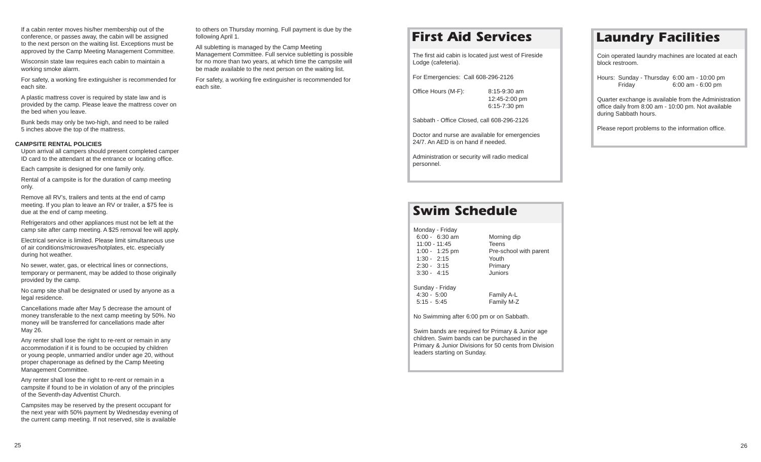If a cabin renter moves his/her membership out of the conference, or passes away, the cabin will be assigned to the next person on the waiting list. Exceptions must be approved by the Camp Meeting Management Committee.

Wisconsin state law requires each cabin to maintain a working smoke alarm.

For safety, a working fire extinguisher is recommended for each site.

A plastic mattress cover is required by state law and is provided by the camp. Please leave the mattress cover on the bed when you leave.

Bunk beds may only be two-high, and need to be railed 5 inches above the top of the mattress.

**CAMPSITE RENTAL POLICIES**

Upon arrival all campers should present completed camper ID card to the attendant at the entrance or locating office.

Each campsite is designed for one family only.

Rental of a campsite is for the duration of camp meeting only.

Remove all RV's, trailers and tents at the end of camp meeting. If you plan to leave an RV or trailer, a $75 fee is due at the end of camp meeting.

Refrigerators and other appliances must not be left at the camp site after camp meeting. A $25 removal fee will apply.

Electrical service is limited. Please limit simultaneous use of air conditions/microwaves/hotplates, etc. especially during hot weather.

No sewer, water, gas, or electrical lines or connections, temporary or permanent, may be added to those originally provided by the camp.

No camp site shall be designated or used by anyone as a legal residence.

Cancellations made after May 5 decrease the amount of money transferable to the next camp meeting by 50%. No money will be transferred for cancellations made after May 26.

Any renter shall lose the right to re-rent or remain in any accommodation if it is found to be occupied by children or young people, unmarried and/or under age 20, without proper chaperonage as defined by the Camp Meeting Management Committee.

Any renter shall lose the right to re-rent or remain in a campsite if found to be in violation of any of the principles of the Seventh-day Adventist Church.

Campsites may be reserved by the present occupant for the next year with 50% payment by Wednesday evening of the current camp meeting. If not reserved, site is available to others on Thursday morning. Full payment is due by the following April 1.

All subletting is managed by the Camp Meeting Management Committee. Full service subletting is possible for no more than two years, at which time the campsite will be made available to the next person on the waiting list.

For safety, a working fire extinguisher is recommended for each site.

# First Aid Services

The first aid cabin is located just west of Fireside Lodge (cafeteria).

For Emergencies: Call 608-296-2126

Office Hours (M-F): 8:15-9:30 am, 12:45-2:00 pm, 6:15-7:30 pm

Sabbath - Office Closed, call 608-296-2126

Doctor and nurse are available for emergencies 24/7. An AED is on hand if needed.

Administration or security will radio medical personnel.

# Swim Schedule

| Monday - Friday | |
|---|---|
| 6:00 - 6:30 am | Morning dip |
| 11:00 - 11:45 | Teens |
| 1:00 - 1:25 pm | Pre-school with parent |
| 1:30 - 2:15 | Youth |
| 2:30 - 3:15 | Primary |
| 3:30 - 4:15 | Juniors |
| **Sunday - Friday** | |
| 4:30 - 5:00 | Family A-L |
| 5:15 - 5:45 | Family M-Z |

No Swimming after 6:00 pm or on Sabbath.

Swim bands are required for Primary & Junior age children. Swim bands can be purchased in the Primary & Junior Divisions for 50 cents from Division leaders starting on Sunday.

# Laundry Facilities

Coin operated laundry machines are located at each block restroom.

Hours: Sunday - Thursday 6:00 am - 10:00 pm
Friday 6:00 am - 6:00 pm

Quarter exchange is available from the Administration office daily from 8:00 am - 10:00 pm. Not available during Sabbath hours.

Please report problems to the information office.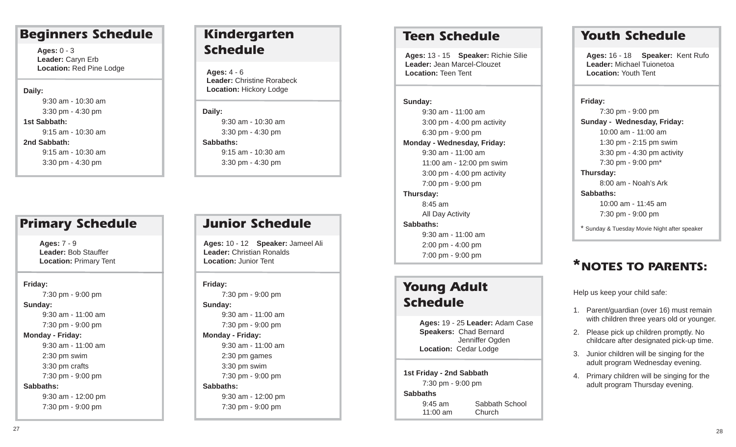## Beginners Schedule

**Ages:** 0 - 3
**Leader:** Caryn Erb
**Location:** Red Pine Lodge

**Daily:**
9:30 am - 10:30 am
3:30 pm - 4:30 pm

**1st Sabbath:**
9:15 am - 10:30 am

**2nd Sabbath:**
9:15 am - 10:30 am
3:30 pm - 4:30 pm

## Primary Schedule

**Ages:** 7 - 9
**Leader:** Bob Stauffer
**Location:** Primary Tent

**Friday:**
7:30 pm - 9:00 pm

**Sunday:**
9:30 am - 11:00 am
7:30 pm - 9:00 pm

**Monday - Friday:**
9:30 am - 11:00 am
2:30 pm swim
3:30 pm crafts
7:30 pm - 9:00 pm

**Sabbaths:**
9:30 am - 12:00 pm
7:30 pm - 9:00 pm

## Kindergarten Schedule

**Ages:** 4 - 6
**Leader:** Christine Rorabeck
**Location:** Hickory Lodge

**Daily:**
9:30 am - 10:30 am
3:30 pm - 4:30 pm

**Sabbaths:**
9:15 am - 10:30 am
3:30 pm - 4:30 pm

## Junior Schedule

**Ages:** 10 - 12 **Speaker:** Jameel Ali
**Leader:** Christian Ronalds
**Location:** Junior Tent

**Friday:**
7:30 pm - 9:00 pm

**Sunday:**
9:30 am - 11:00 am
7:30 pm - 9:00 pm

**Monday - Friday:**
9:30 am - 11:00 am
2:30 pm games
3:30 pm swim
7:30 pm - 9:00 pm

**Sabbaths:**
9:30 am - 12:00 pm
7:30 pm - 9:00 pm

## Teen Schedule

**Ages:** 13 - 15 **Speaker:** Richie Silie
**Leader:** Jean Marcel-Clouzet
**Location:** Teen Tent

**Sunday:**
9:30 am - 11:00 am
3:00 pm - 4:00 pm activity
6:30 pm - 9:00 pm

**Monday - Wednesday, Friday:**
9:30 am - 11:00 am
11:00 am - 12:00 pm swim
3:00 pm - 4:00 pm activity
7:00 pm - 9:00 pm

**Thursday:**
8:45 am
All Day Activity

**Sabbaths:**
9:30 am - 11:00 am
2:00 pm - 4:00 pm
7:00 pm - 9:00 pm

## Young Adult Schedule

**Ages:** 19 - 25 **Leader:** Adam Case
**Speakers:** Chad Bernard
Jenniffer Ogden
**Location:** Cedar Lodge

**1st Friday - 2nd Sabbath**
7:30 pm - 9:00 pm

**Sabbaths**
9:45 am Sabbath School
11:00 am Church

## Youth Schedule

**Ages:** 16 - 18 **Speaker:** Kent Rufo
**Leader:** Michael Tuionetoa
**Location:** Youth Tent

**Friday:**
7:30 pm - 9:00 pm

**Sunday - Wednesday, Friday:**
10:00 am - 11:00 am
1:30 pm - 2:15 pm swim
3:30 pm - 4:30 pm activity
7:30 pm - 9:00 pm*

**Thursday:**
8:00 am - Noah's Ark

**Sabbaths:**
10:00 am - 11:45 am
7:30 pm - 9:00 pm

* Sunday & Tuesday Movie Night after speaker

## *NOTES TO PARENTS:

Help us keep your child safe:

1. Parent/guardian (over 16) must remain with children three years old or younger.
2. Please pick up children promptly. No childcare after designated pick-up time.
3. Junior children will be singing for the adult program Wednesday evening.
4. Primary children will be singing for the adult program Thursday evening.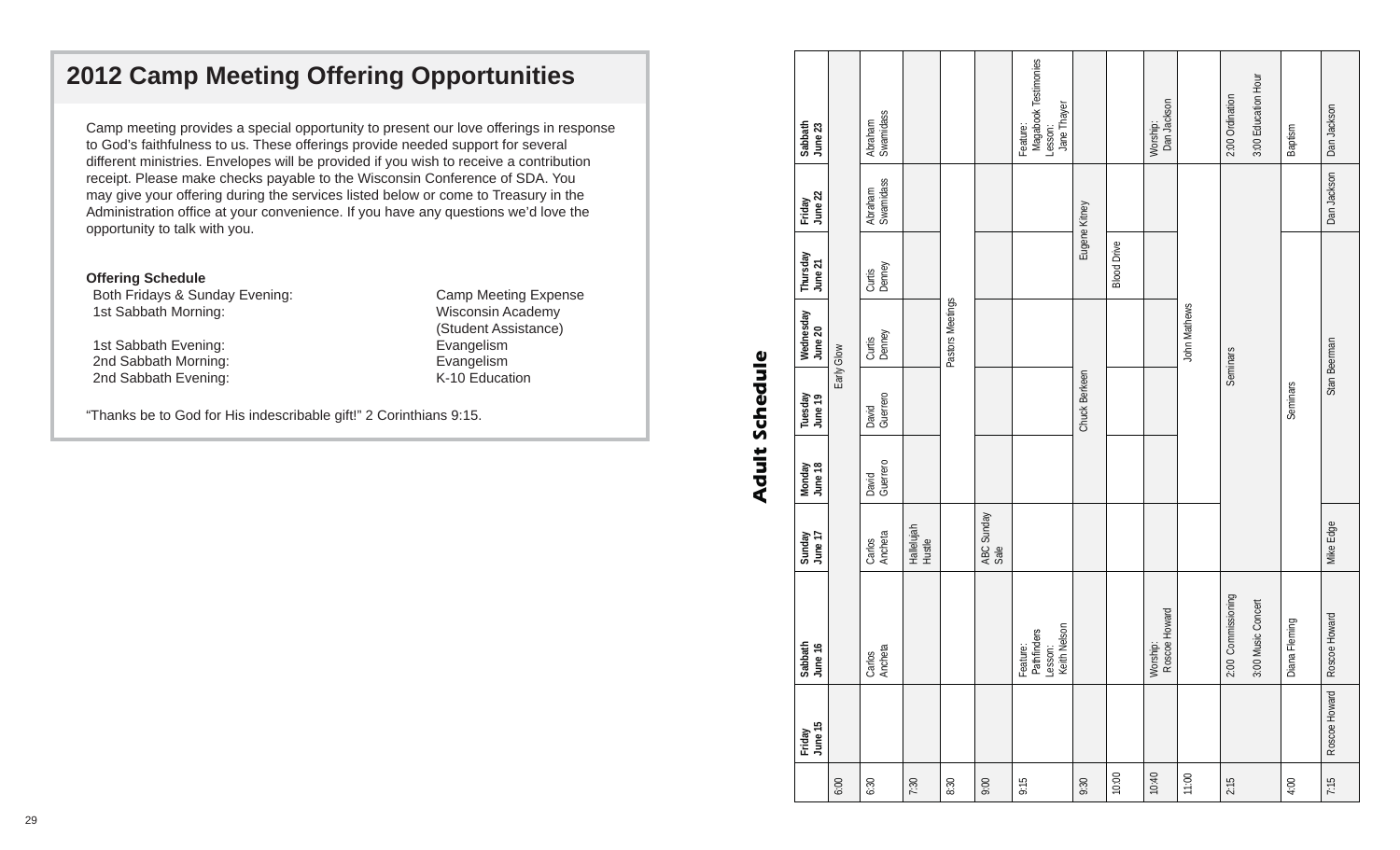## 2012 Camp Meeting Offering Opportunities

Camp meeting provides a special opportunity to present our love offerings in response to God's faithfulness to us. These offerings provide needed support for several different ministries. Envelopes will be provided if you wish to receive a contribution receipt. Please make checks payable to the Wisconsin Conference of SDA. You may give your offering during the services listed below or come to Treasury in the Administration office at your convenience. If you have any questions we'd love the opportunity to talk with you.

**Offering Schedule**

| | |
|---|---|
| Both Fridays & Sunday Evening: | Camp Meeting Expense |
| 1st Sabbath Morning: | Wisconsin Academy (Student Assistance) |
| 1st Sabbath Evening: | Evangelism |
| 2nd Sabbath Morning: | Evangelism |
| 2nd Sabbath Evening: | K-10 Education |

"Thanks be to God for His indescribable gift!" 2 Corinthians 9:15.

## Adult Schedule

| | Friday June 15 | Sabbath June 16 | Sunday June 17 | Monday June 18 | Tuesday June 19 | Wednesday June 20 | Thursday June 21 | Friday June 22 | Sabbath June 23 |
|---|---|---|---|---|---|---|---|---|---|
| 6:00 | | | Early Glow | | | | | | |
| 6:30 | | Carlos Ancheta | Carlos Ancheta | David Guerrero | David Guerrero | Curtis Denney | Curtis Denney | Abraham Swamidass | Abraham Swamidass |
| 7:30 | | | Hallelujah Hustle | | | | | | |
| 8:30 | | | | Pastors Meetings | | | | | |
| 9:00 | | | ABC Sunday Sale | | | | | | |
| 9:15 | | Feature: Pathfinders Lesson: Keith Nelson | | | | | | | Feature: Magabook Testimonies Lesson: Jane Thayer |
| 9:30 | | | | Chuck Berkeen | | | Eugene Kitney | | |
| 10:00 | | | | | | | Blood Drive | | |
| 10:40 | | Worship: Roscoe Howard | | | | | | | Worship: Dan Jackson |
| 11:00 | | | | John Mathews | | | | | |
| 2:15 | | 2:00 Commissioning 3:00 Music Concert | Seminars | | | | | | 2:00 Ordination 3:00 Education Hour |
| 4:00 | | Diana Fleming | Seminars | | | | | | Baptism |
| 7:15 | Roscoe Howard | Roscoe Howard | Mike Edge | Stan Beerman | | | | Dan Jackson | Dan Jackson |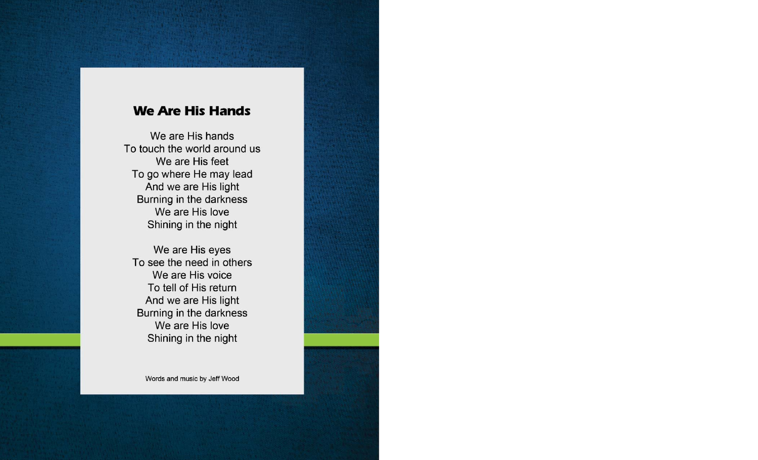# We Are His Hands

We are His hands
To touch the world around us
We are His feet
To go where He may lead
And we are His light
Burning in the darkness
We are His love
Shining in the night

We are His eyes
To see the need in others
We are His voice
To tell of His return
And we are His light
Burning in the darkness
We are His love
Shining in the night

Words and music by Jeff Wood